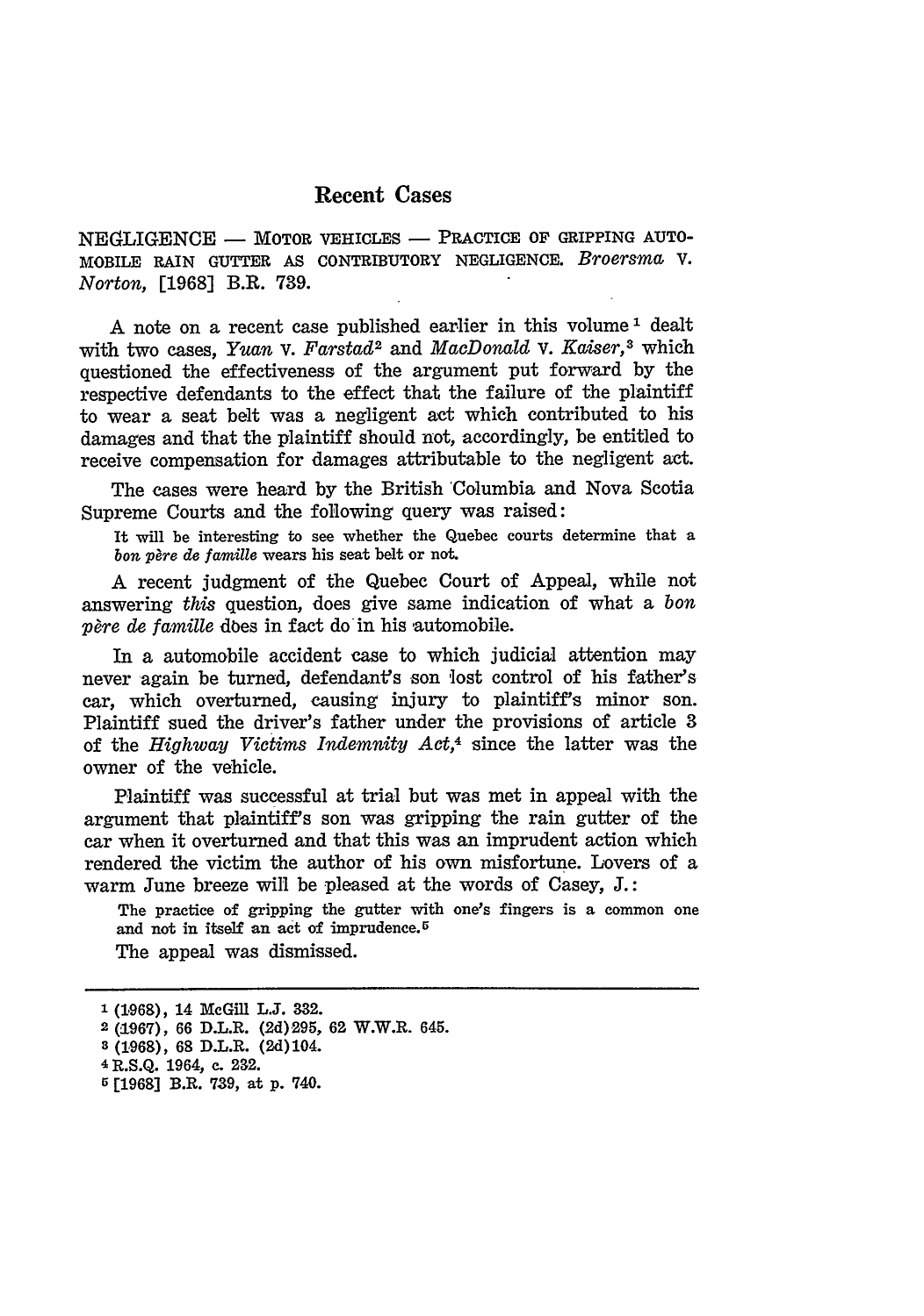# Recent Cases

NEGLIGENCE — MOTOR VEHICLES — PRACTICE OF GRIPPING AUTOMOBILE RAIN GUTTER AS CONTRIBUTORY NEGLIGENCE. *Broersma* v. *Norton*, [1968] B.R. 739.

A note on a recent case published earlier in this volume [1] dealt with two cases, *Yuan* v. *Farstad*[2] and *MacDonald* v. *Kaiser*,[3] which questioned the effectiveness of the argument put forward by the respective defendants to the effect that the failure of the plaintiff to wear a seat belt was a negligent act which contributed to his damages and that the plaintiff should not, accordingly, be entitled to receive compensation for damages attributable to the negligent act.

The cases were heard by the British Columbia and Nova Scotia Supreme Courts and the following query was raised:

> It will be interesting to see whether the Quebec courts determine that a *bon père de famille* wears his seat belt or not.

A recent judgment of the Quebec Court of Appeal, while not answering *this* question, does give same indication of what a *bon père de famille* does in fact do in his automobile.

In a automobile accident case to which judicial attention may never again be turned, defendant's son lost control of his father's car, which overturned, causing injury to plaintiff's minor son. Plaintiff sued the driver's father under the provisions of article 3 of the *Highway Victims Indemnity Act*,[4] since the latter was the owner of the vehicle.

Plaintiff was successful at trial but was met in appeal with the argument that plaintiff's son was gripping the rain gutter of the car when it overturned and that this was an imprudent action which rendered the victim the author of his own misfortune. Lovers of a warm June breeze will be pleased at the words of Casey, J.:

> The practice of gripping the gutter with one's fingers is a common one and not in itself an act of imprudence.[5]

The appeal was dismissed.

---

[1] (1968), 14 McGill L.J. 332.

[2] (1967), 66 D.L.R. (2d)295, 62 W.W.R. 645.

[3] (1968), 68 D.L.R. (2d)104.

[4] R.S.Q. 1964, c. 232.

[5] [1968] B.R. 739, at p. 740.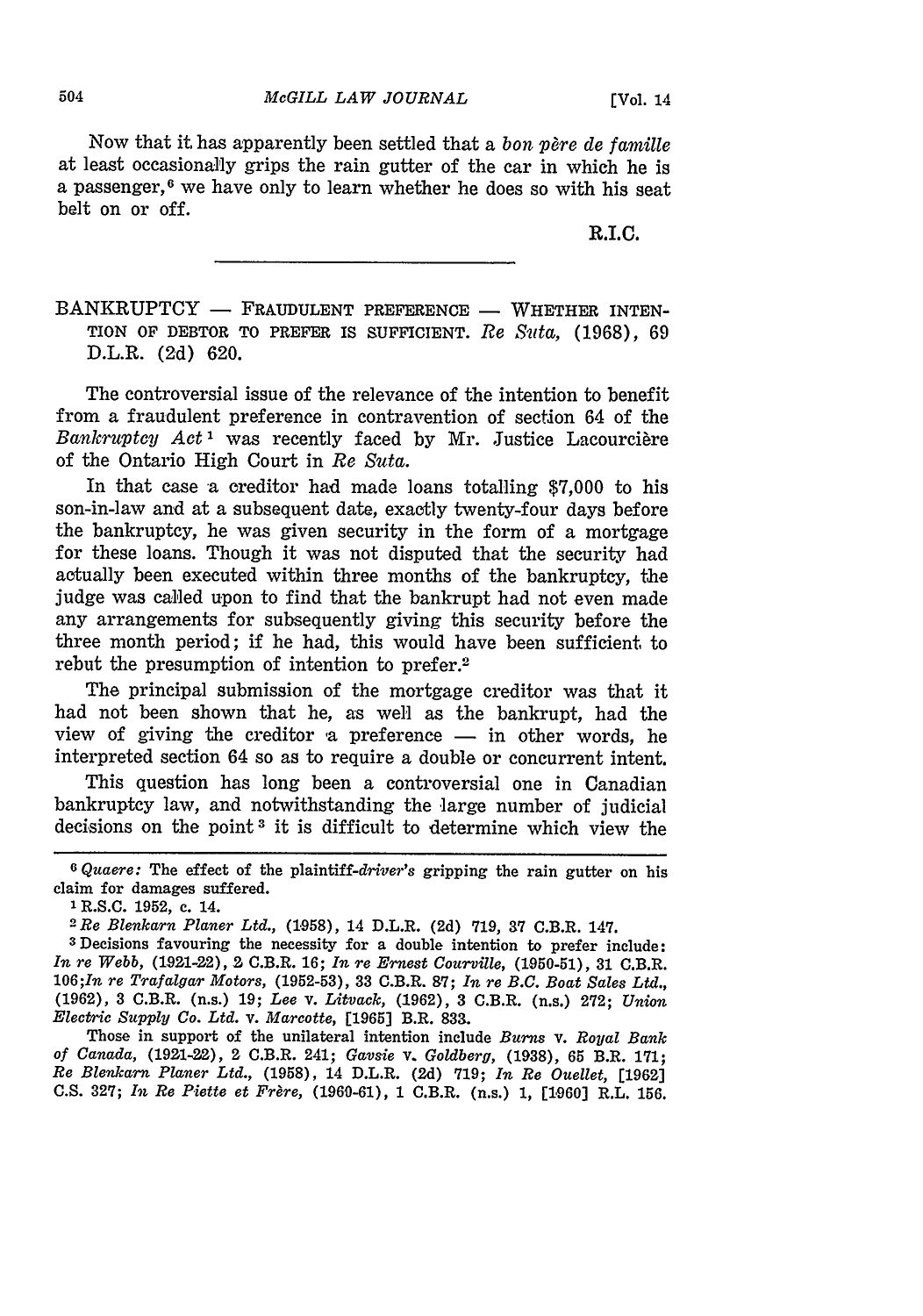Now that it has apparently been settled that a *bon père de famille* at least occasionally grips the rain gutter of the car in which he is a passenger,[6] we have only to learn whether he does so with his seat belt on or off.

R.I.C.

---

BANKRUPTCY — FRAUDULENT PREFERENCE — WHETHER INTENTION OF DEBTOR TO PREFER IS SUFFICIENT. *Re Suta*, (1968), 69 D.L.R. (2d) 620.

The controversial issue of the relevance of the intention to benefit from a fraudulent preference in contravention of section 64 of the *Bankruptcy Act*[1] was recently faced by Mr. Justice Lacourcière of the Ontario High Court in *Re Suta*.

In that case a creditor had made loans totalling $7,000 to his son-in-law and at a subsequent date, exactly twenty-four days before the bankruptcy, he was given security in the form of a mortgage for these loans. Though it was not disputed that the security had actually been executed within three months of the bankruptcy, the judge was called upon to find that the bankrupt had not even made any arrangements for subsequently giving this security before the three month period; if he had, this would have been sufficient to rebut the presumption of intention to prefer.[2]

The principal submission of the mortgage creditor was that it had not been shown that he, as well as the bankrupt, had the view of giving the creditor a preference — in other words, he interpreted section 64 so as to require a double or concurrent intent.

This question has long been a controversial one in Canadian bankruptcy law, and notwithstanding the large number of judicial decisions on the point[3] it is difficult to determine which view the

---

[6] *Quaere:* The effect of the plaintiff-*driver's* gripping the rain gutter on his claim for damages suffered.

[1] R.S.C. 1952, c. 14.

[2] *Re Blenkarn Planer Ltd.*, (1958), 14 D.L.R. (2d) 719, 37 C.B.R. 147.

[3] Decisions favouring the necessity for a double intention to prefer include: *In re Webb*, (1921-22), 2 C.B.R. 16; *In re Ernest Courville*, (1950-51), 31 C.B.R. 106; *In re Trafalgar Motors*, (1952-53), 33 C.B.R. 87; *In re B.C. Boat Sales Ltd.*, (1962), 3 C.B.R. (n.s.) 19; *Lee* v. *Litvack*, (1962), 3 C.B.R. (n.s.) 272; *Union Electric Supply Co. Ltd.* v. *Marcotte*, [1965] B.R. 833.

Those in support of the unilateral intention include *Burns* v. *Royal Bank of Canada*, (1921-22), 2 C.B.R. 241; *Gavsie* v. *Goldberg*, (1938), 65 B.R. 171; *Re Blenkarn Planer Ltd.*, (1958), 14 D.L.R. (2d) 719; *In Re Ouellet*, [1962] C.S. 327; *In Re Piette et Frère*, (1960-61), 1 C.B.R. (n.s.) 1, [1960] R.L. 156.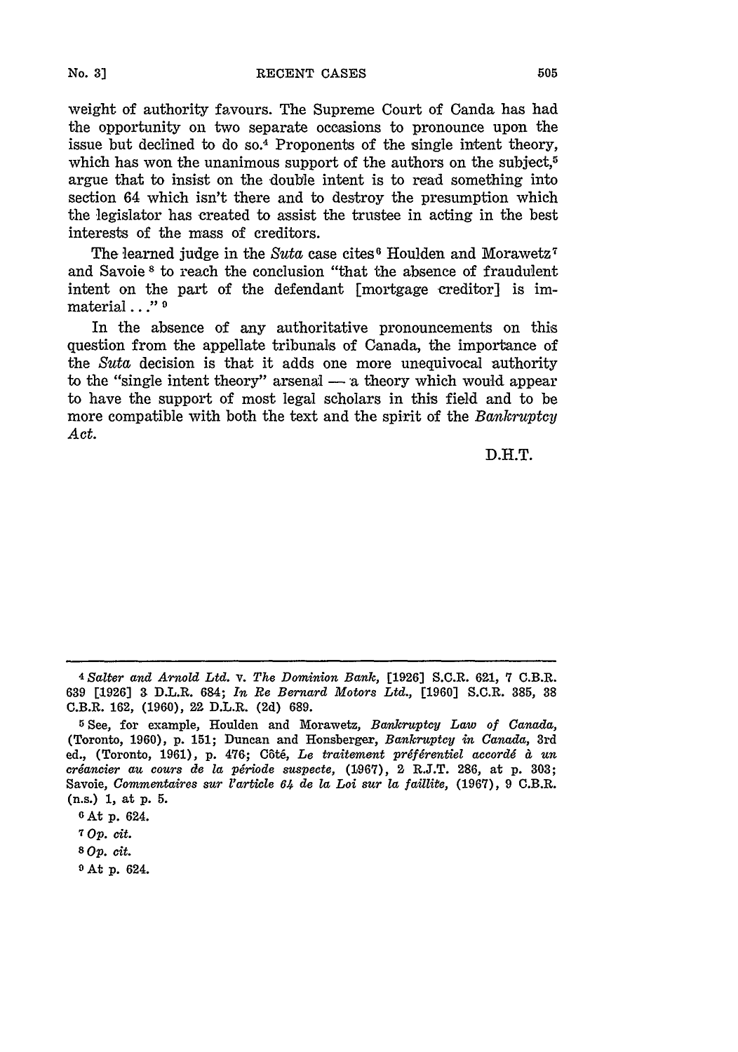weight of authority favours. The Supreme Court of Canda has had the opportunity on two separate occasions to pronounce upon the issue but declined to do so.[4] Proponents of the single intent theory, which has won the unanimous support of the authors on the subject,[5] argue that to insist on the double intent is to read something into section 64 which isn't there and to destroy the presumption which the legislator has created to assist the trustee in acting in the best interests of the mass of creditors.

The learned judge in the *Suta* case cites[6] Houlden and Morawetz[7] and Savoie[8] to reach the conclusion "that the absence of fraudulent intent on the part of the defendant [mortgage creditor] is immaterial . . ."[9]

In the absence of any authoritative pronouncements on this question from the appellate tribunals of Canada, the importance of the *Suta* decision is that it adds one more unequivocal authority to the "single intent theory" arsenal — a theory which would appear to have the support of most legal scholars in this field and to be more compatible with both the text and the spirit of the *Bankruptcy Act*.

D.H.T.

---

[4] *Salter and Arnold Ltd.* v. *The Dominion Bank*, [1926] S.C.R. 621, 7 C.B.R. 639 [1926] 3 D.L.R. 684; *In Re Bernard Motors Ltd.*, [1960] S.C.R. 385, 38 C.B.R. 162, (1960), 22 D.L.R. (2d) 689.

[5] See, for example, Houlden and Morawetz, *Bankruptcy Law of Canada*, (Toronto, 1960), p. 151; Duncan and Honsberger, *Bankruptcy in Canada*, 3rd ed., (Toronto, 1961), p. 476; Côté, *Le traitement préférentiel accordé à un créancier au cours de la période suspecte*, (1967), 2 R.J.T. 286, at p. 303; Savoie, *Commentaires sur l'article 64 de la Loi sur la faillite*, (1967), 9 C.B.R. (n.s.) 1, at p. 5.

[6] At p. 624.

[7] *Op. cit.*

[8] *Op. cit.*

[9] At p. 624.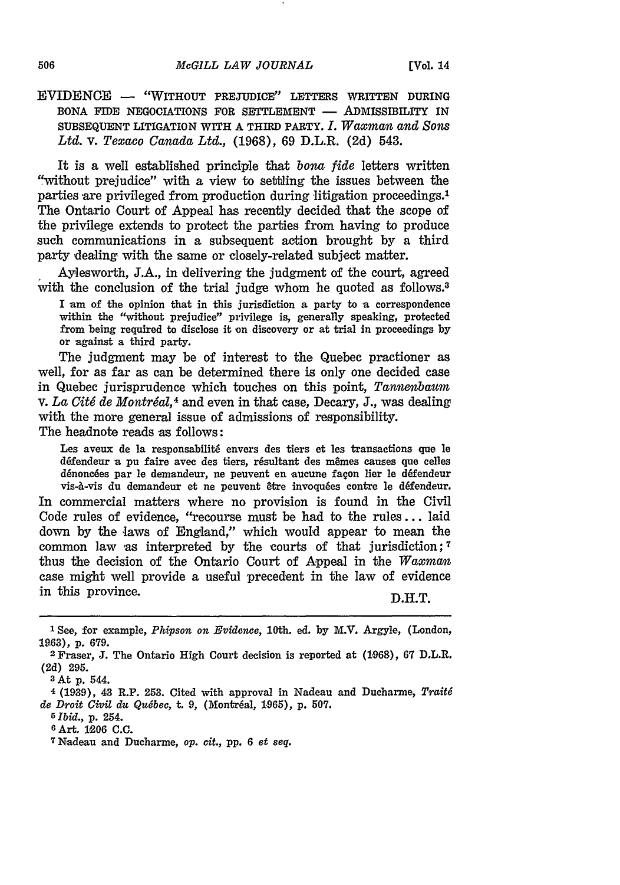EVIDENCE — "WITHOUT PREJUDICE" LETTERS WRITTEN DURING BONA FIDE NEGOCIATIONS FOR SETTLEMENT — ADMISSIBILITY IN SUBSEQUENT LITIGATION WITH A THIRD PARTY. *I. Waxman and Sons Ltd.* v. *Texaco Canada Ltd.*, (1968), 69 D.L.R. (2d) 543.

It is a well established principle that *bona fide* letters written "without prejudice" with a view to settling the issues between the parties are privileged from production during litigation proceedings.[1] The Ontario Court of Appeal has recently decided that the scope of the privilege extends to protect the parties from having to produce such communications in a subsequent action brought by a third party dealing with the same or closely-related subject matter.

Aylesworth, J.A., in delivering the judgment of the court, agreed with the conclusion of the trial judge whom he quoted as follows.[3]

> I am of the opinion that in this jurisdiction a party to a correspondence within the "without prejudice" privilege is, generally speaking, protected from being required to disclose it on discovery or at trial in proceedings by or against a third party.

The judgment may be of interest to the Quebec practioner as well, for as far as can be determined there is only one decided case in Quebec jurisprudence which touches on this point, *Tannenbaum* v. *La Cité de Montréal*,[4] and even in that case, Decary, J., was dealing with the more general issue of admissions of responsibility. The headnote reads as follows:

> Les aveux de la responsabilité envers des tiers et les transactions que le défendeur a pu faire avec des tiers, résultant des mêmes causes que celles dénoncées par le demandeur, ne peuvent en aucune façon lier le défendeur vis-à-vis du demandeur et ne peuvent être invoquées contre le défendeur.

In commercial matters where no provision is found in the Civil Code rules of evidence, "recourse must be had to the rules ... laid down by the laws of England," which would appear to mean the common law as interpreted by the courts of that jurisdiction;[7] thus the decision of the Ontario Court of Appeal in the *Waxman* case might well provide a useful precedent in the law of evidence in this province.

D.H.T.

---

[1] See, for example, *Phipson on Evidence*, 10th. ed. by M.V. Argyle, (London, 1963), p. 679.

[2] Fraser, J. The Ontario High Court decision is reported at (1968), 67 D.L.R. (2d) 295.

[3] At p. 544.

[4] (1939), 43 R.P. 253. Cited with approval in Nadeau and Ducharme, *Traité de Droit Civil du Québec*, t. 9, (Montréal, 1965), p. 507.

[5] *Ibid.*, p. 254.

[6] Art. 1206 C.C.

[7] Nadeau and Ducharme, *op. cit.*, pp. 6 *et seq.*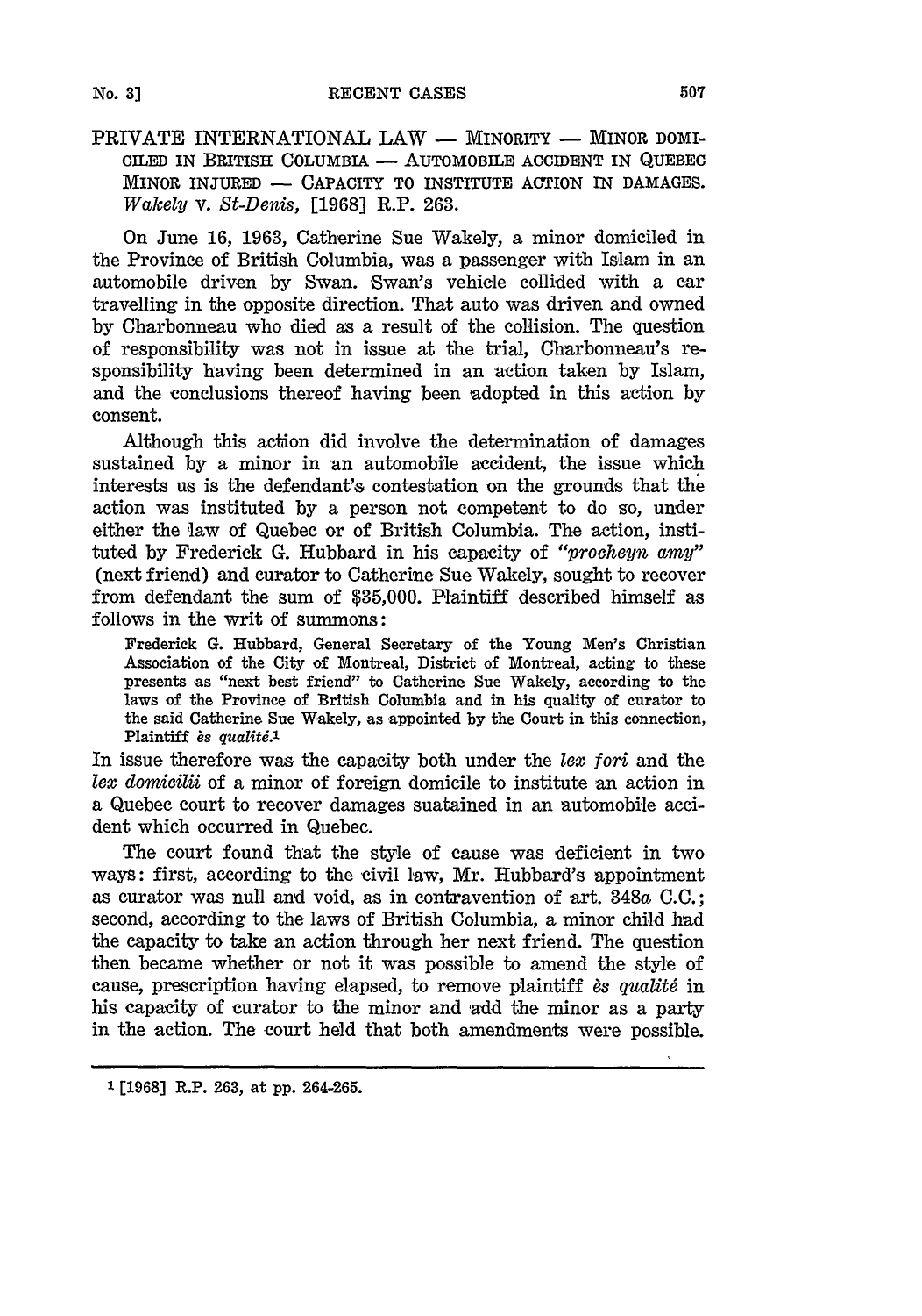PRIVATE INTERNATIONAL LAW — MINORITY — MINOR DOMICILED IN BRITISH COLUMBIA — AUTOMOBILE ACCIDENT IN QUEBEC MINOR INJURED — CAPACITY TO INSTITUTE ACTION IN DAMAGES. *Wakely* v. *St-Denis*, [1968] R.P. 263.

On June 16, 1963, Catherine Sue Wakely, a minor domiciled in the Province of British Columbia, was a passenger with Islam in an automobile driven by Swan. Swan's vehicle collided with a car travelling in the opposite direction. That auto was driven and owned by Charbonneau who died as a result of the collision. The question of responsibility was not in issue at the trial, Charbonneau's responsibility having been determined in an action taken by Islam, and the conclusions thereof having been adopted in this action by consent.

Although this action did involve the determination of damages sustained by a minor in an automobile accident, the issue which interests us is the defendant's contestation on the grounds that the action was instituted by a person not competent to do so, under either the law of Quebec or of British Columbia. The action, instituted by Frederick G. Hubbard in his capacity of *"procheyn amy"* (next friend) and curator to Catherine Sue Wakely, sought to recover from defendant the sum of $35,000. Plaintiff described himself as follows in the writ of summons:

> Frederick G. Hubbard, General Secretary of the Young Men's Christian Association of the City of Montreal, District of Montreal, acting to these presents as "next best friend" to Catherine Sue Wakely, according to the laws of the Province of British Columbia and in his quality of curator to the said Catherine Sue Wakely, as appointed by the Court in this connection, Plaintiff *ès qualité*.[1]

In issue therefore was the capacity both under the *lex fori* and the *lex domicilii* of a minor of foreign domicile to institute an action in a Quebec court to recover damages suatained in an automobile accident which occurred in Quebec.

The court found that the style of cause was deficient in two ways: first, according to the civil law, Mr. Hubbard's appointment as curator was null and void, as in contravention of art. 348*a* C.C.; second, according to the laws of British Columbia, a minor child had the capacity to take an action through her next friend. The question then became whether or not it was possible to amend the style of cause, prescription having elapsed, to remove plaintiff *ès qualité* in his capacity of curator to the minor and add the minor as a party in the action. The court held that both amendments were possible.

[1] [1968] R.P. 263, at pp. 264-265.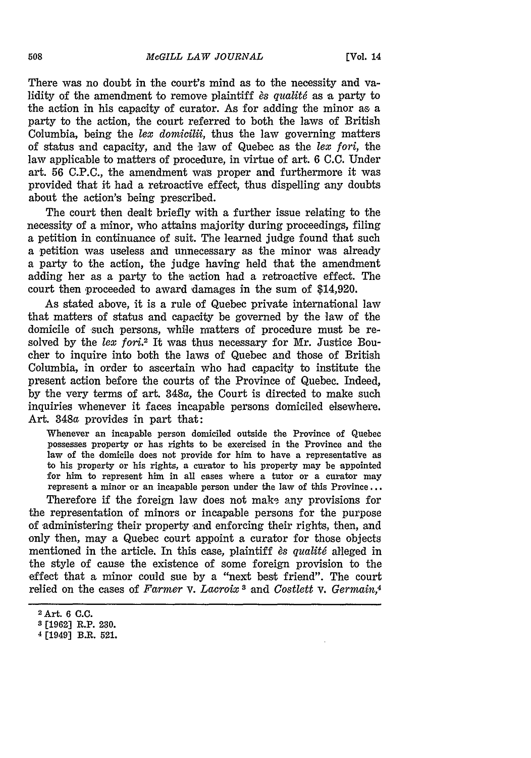There was no doubt in the court's mind as to the necessity and validity of the amendment to remove plaintiff *ès qualité* as a party to the action in his capacity of curator. As for adding the minor as a party to the action, the court referred to both the laws of British Columbia, being the *lex domicilii*, thus the law governing matters of status and capacity, and the law of Quebec as the *lex fori*, the law applicable to matters of procedure, in virtue of art. 6 C.C. Under art. 56 C.P.C., the amendment was proper and furthermore it was provided that it had a retroactive effect, thus dispelling any doubts about the action's being prescribed.

The court then dealt briefly with a further issue relating to the necessity of a minor, who attains majority during proceedings, filing a petition in continuance of suit. The learned judge found that such a petition was useless and unnecessary as the minor was already a party to the action, the judge having held that the amendment adding her as a party to the action had a retroactive effect. The court then proceeded to award damages in the sum of $14,920.

As stated above, it is a rule of Quebec private international law that matters of status and capacity be governed by the law of the domicile of such persons, while matters of procedure must be resolved by the *lex fori*.[2] It was thus necessary for Mr. Justice Boucher to inquire into both the laws of Quebec and those of British Columbia, in order to ascertain who had capacity to institute the present action before the courts of the Province of Quebec. Indeed, by the very terms of art. 348*a*, the Court is directed to make such inquiries whenever it faces incapable persons domiciled elsewhere. Art. 348*a* provides in part that:

> Whenever an incapable person domiciled outside the Province of Quebec possesses property or has rights to be exercised in the Province and the law of the domicile does not provide for him to have a representative as to his property or his rights, a curator to his property may be appointed for him to represent him in all cases where a tutor or a curator may represent a minor or an incapable person under the law of this Province...

Therefore if the foreign law does not make any provisions for the representation of minors or incapable persons for the purpose of administering their property and enforcing their rights, then, and only then, may a Quebec court appoint a curator for those objects mentioned in the article. In this case, plaintiff *ès qualité* alleged in the style of cause the existence of some foreign provision to the effect that a minor could sue by a "next best friend". The court relied on the cases of *Farmer* v. *Lacroix*[3] and *Costlett* v. *Germain*,[4]

---

[2] Art. 6 C.C.

[3] [1962] R.P. 230.

[4] [1949] B.R. 521.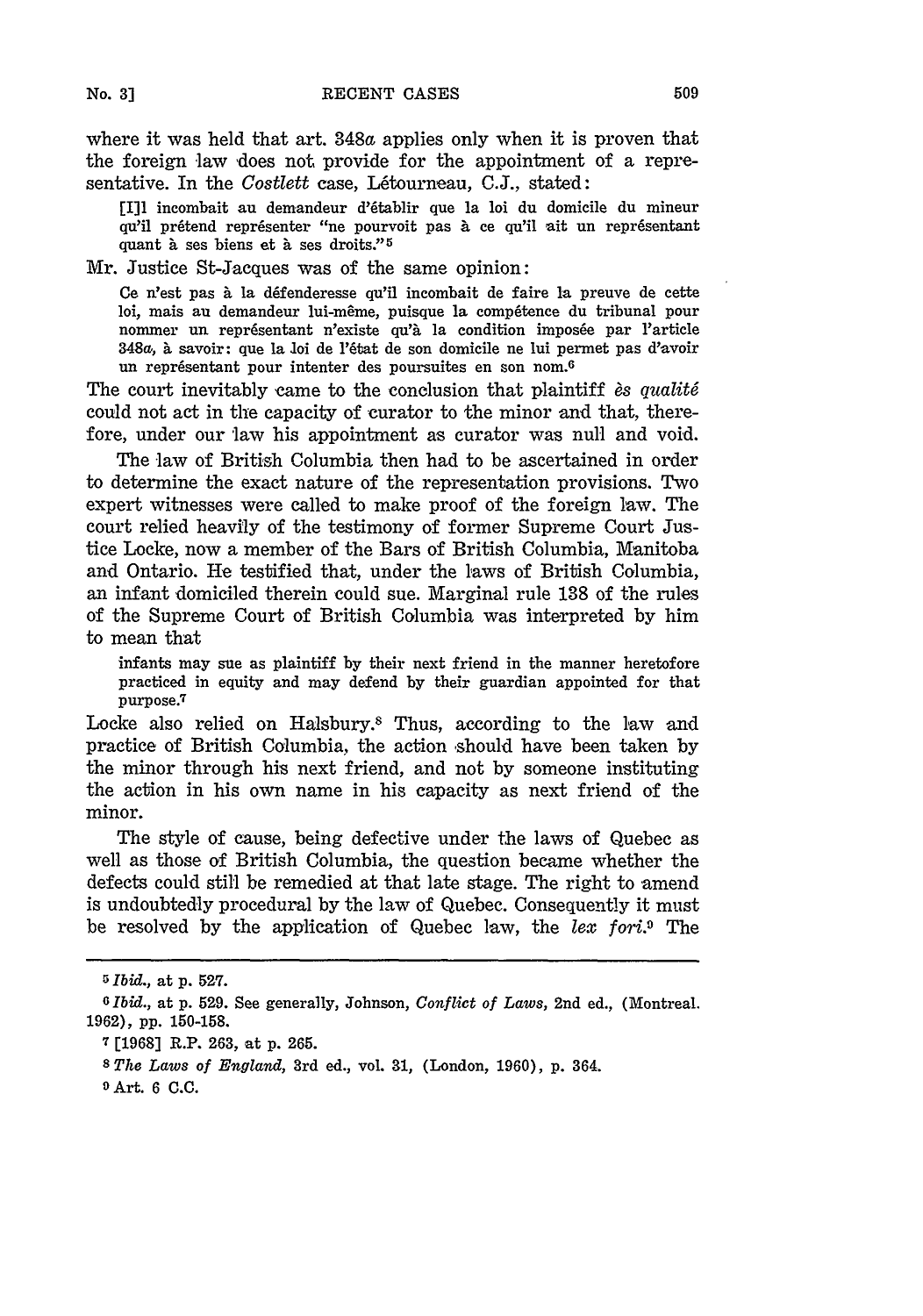where it was held that art. 348*a* applies only when it is proven that the foreign law does not provide for the appointment of a representative. In the *Costlett* case, Létourneau, C.J., stated:

> [I]l incombait au demandeur d'établir que la loi du domicile du mineur qu'il prétend représenter "ne pourvoit pas à ce qu'il ait un représentant quant à ses biens et à ses droits."[5]

Mr. Justice St-Jacques was of the same opinion:

> Ce n'est pas à la défenderesse qu'il incombait de faire la preuve de cette loi, mais au demandeur lui-même, puisque la compétence du tribunal pour nommer un représentant n'existe qu'à la condition imposée par l'article 348*a*, à savoir: que la loi de l'état de son domicile ne lui permet pas d'avoir un représentant pour intenter des poursuites en son nom.[6]

The court inevitably came to the conclusion that plaintiff *ès qualité* could not act in the capacity of curator to the minor and that, therefore, under our law his appointment as curator was null and void.

The law of British Columbia then had to be ascertained in order to determine the exact nature of the representation provisions. Two expert witnesses were called to make proof of the foreign law. The court relied heavily of the testimony of former Supreme Court Justice Locke, now a member of the Bars of British Columbia, Manitoba and Ontario. He testified that, under the laws of British Columbia, an infant domiciled therein could sue. Marginal rule 138 of the rules of the Supreme Court of British Columbia was interpreted by him to mean that

> infants may sue as plaintiff by their next friend in the manner heretofore practiced in equity and may defend by their guardian appointed for that purpose.[7]

Locke also relied on Halsbury.[8] Thus, according to the law and practice of British Columbia, the action should have been taken by the minor through his next friend, and not by someone instituting the action in his own name in his capacity as next friend of the minor.

The style of cause, being defective under the laws of Quebec as well as those of British Columbia, the question became whether the defects could still be remedied at that late stage. The right to amend is undoubtedly procedural by the law of Quebec. Consequently it must be resolved by the application of Quebec law, the *lex fori*.[9] The

---

[5] *Ibid.*, at p. 527.

[6] *Ibid.*, at p. 529. See generally, Johnson, *Conflict of Laws*, 2nd ed., (Montreal. 1962), pp. 150-158.

[7] [1968] R.P. 263, at p. 265.

[8] *The Laws of England*, 3rd ed., vol. 31, (London, 1960), p. 364.

[9] Art. 6 C.C.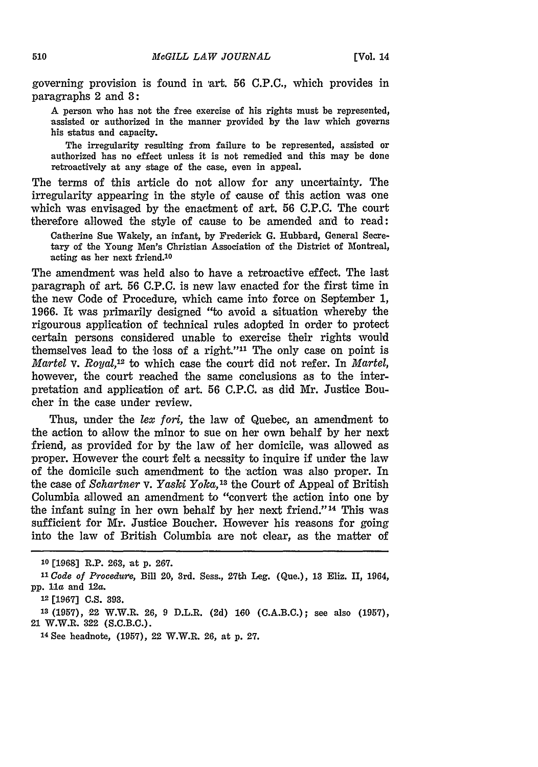governing provision is found in art. 56 C.P.C., which provides in paragraphs 2 and 3:

> A person who has not the free exercise of his rights must be represented, assisted or authorized in the manner provided by the law which governs his status and capacity.
>
> The irregularity resulting from failure to be represented, assisted or authorized has no effect unless it is not remedied and this may be done retroactively at any stage of the case, even in appeal.

The terms of this article do not allow for any uncertainty. The irregularity appearing in the style of cause of this action was one which was envisaged by the enactment of art. 56 C.P.C. The court therefore allowed the style of cause to be amended and to read:

> Catherine Sue Wakely, an infant, by Frederick G. Hubbard, General Secretary of the Young Men's Christian Association of the District of Montreal, acting as her next friend.[10]

The amendment was held also to have a retroactive effect. The last paragraph of art. 56 C.P.C. is new law enacted for the first time in the new Code of Procedure, which came into force on September 1, 1966. It was primarily designed "to avoid a situation whereby the rigourous application of technical rules adopted in order to protect certain persons considered unable to exercise their rights would themselves lead to the loss of a right."[11] The only case on point is *Martel* v. *Royal*,[12] to which case the court did not refer. In *Martel*, however, the court reached the same conclusions as to the interpretation and application of art. 56 C.P.C. as did Mr. Justice Boucher in the case under review.

Thus, under the *lex fori*, the law of Quebec, an amendment to the action to allow the minor to sue on her own behalf by her next friend, as provided for by the law of her domicile, was allowed as proper. However the court felt a necssity to inquire if under the law of the domicile such amendment to the action was also proper. In the case of *Schartner* v. *Yaski Yoka*,[13] the Court of Appeal of British Columbia allowed an amendment to "convert the action into one by the infant suing in her own behalf by her next friend."[14] This was sufficient for Mr. Justice Boucher. However his reasons for going into the law of British Columbia are not clear, as the matter of

---

[10] [1968] R.P. 263, at p. 267.

[11] *Code of Procedure*, Bill 20, 3rd. Sess., 27th Leg. (Que.), 13 Eliz. II, 1964, pp. 11*a* and 12*a*.

[12] [1967] C.S. 393.

[13] (1957), 22 W.W.R. 26, 9 D.L.R. (2d) 160 (C.A.B.C.); see also (1957), 21 W.W.R. 322 (S.C.B.C.).

[14] See headnote, (1957), 22 W.W.R. 26, at p. 27.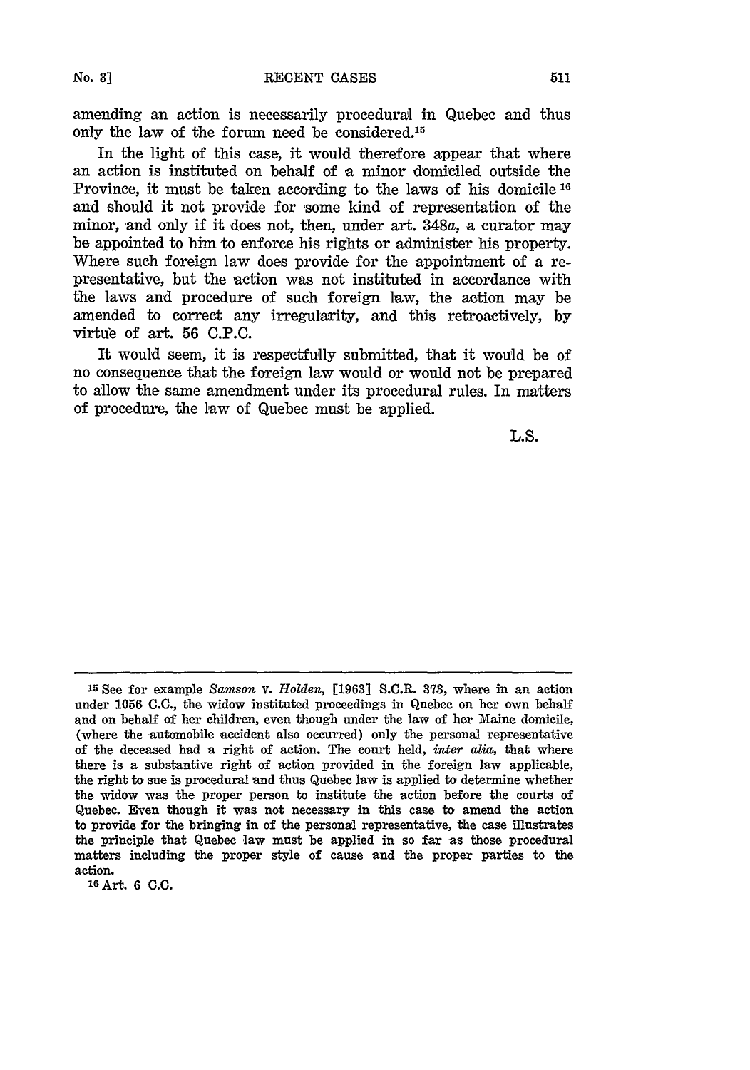amending an action is necessarily procedural in Quebec and thus only the law of the forum need be considered.[15]

In the light of this case, it would therefore appear that where an action is instituted on behalf of a minor domiciled outside the Province, it must be taken according to the laws of his domicile [16] and should it not provide for some kind of representation of the minor, and only if it does not, then, under art. 348*a*, a curator may be appointed to him to enforce his rights or administer his property. Where such foreign law does provide for the appointment of a representative, but the action was not instituted in accordance with the laws and procedure of such foreign law, the action may be amended to correct any irregularity, and this retroactively, by virtue of art. 56 C.P.C.

It would seem, it is respectfully submitted, that it would be of no consequence that the foreign law would or would not be prepared to allow the same amendment under its procedural rules. In matters of procedure, the law of Quebec must be applied.

L.S.

---

[15] See for example *Samson* v. *Holden*, [1963] S.C.R. 373, where in an action under 1056 C.C., the widow instituted proceedings in Quebec on her own behalf and on behalf of her children, even though under the law of her Maine domicile, (where the automobile accident also occurred) only the personal representative of the deceased had a right of action. The court held, *inter alia*, that where there is a substantive right of action provided in the foreign law applicable, the right to sue is procedural and thus Quebec law is applied to determine whether the widow was the proper person to institute the action before the courts of Quebec. Even though it was not necessary in this case to amend the action to provide for the bringing in of the personal representative, the case illustrates the principle that Quebec law must be applied in so far as those procedural matters including the proper style of cause and the proper parties to the action.

[16] Art. 6 C.C.